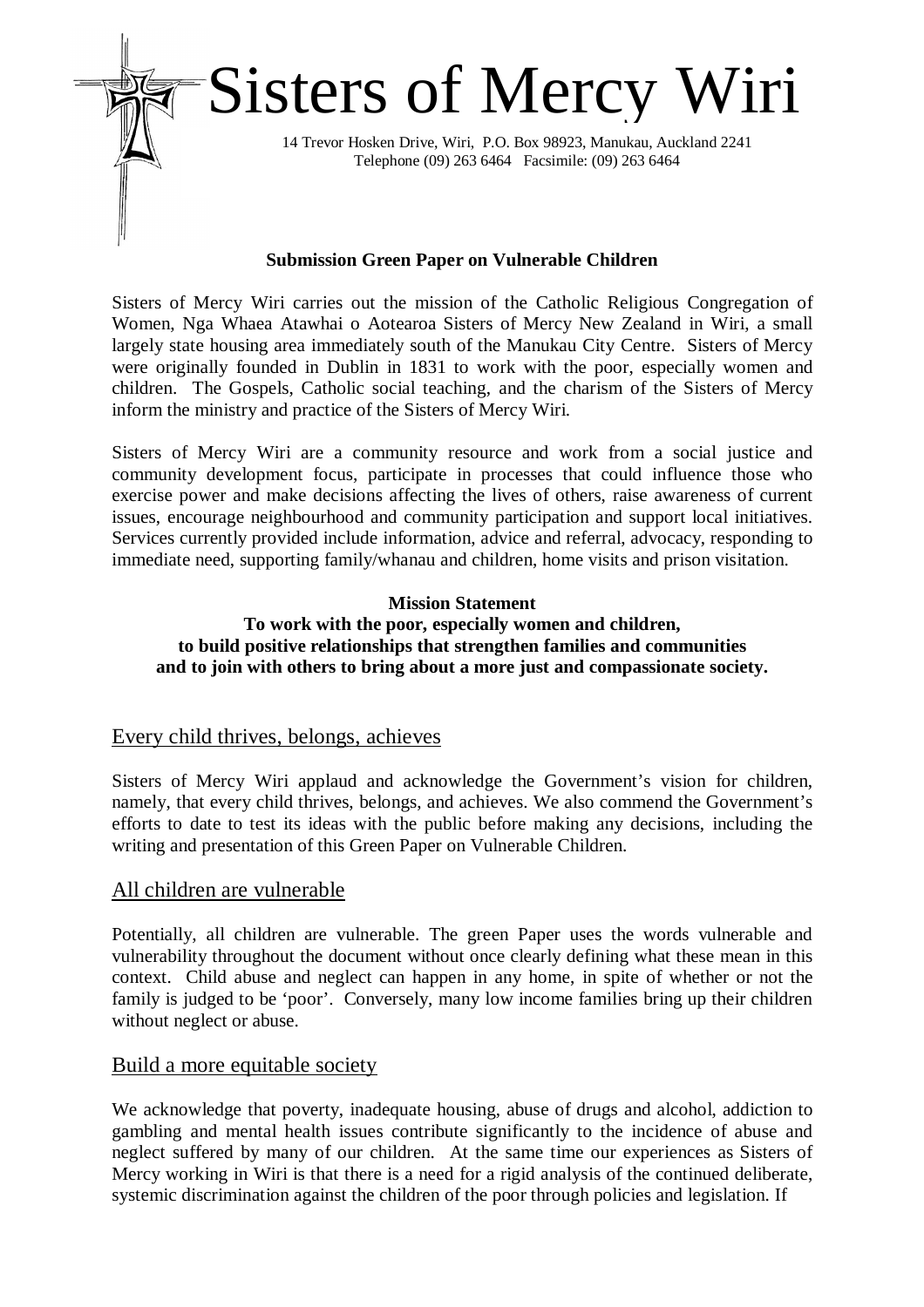# Sisters of Mercy Wiri

14 Trevor Hosken Drive, Wiri, P.O. Box 98923, Manukau, Auckland 2241
Telephone (09) 263 6464 Facsimile: (09) 263 6464

**Submission Green Paper on Vulnerable Children**

Sisters of Mercy Wiri carries out the mission of the Catholic Religious Congregation of Women, Nga Whaea Atawhai o Aotearoa Sisters of Mercy New Zealand in Wiri, a small largely state housing area immediately south of the Manukau City Centre. Sisters of Mercy were originally founded in Dublin in 1831 to work with the poor, especially women and children. The Gospels, Catholic social teaching, and the charism of the Sisters of Mercy inform the ministry and practice of the Sisters of Mercy Wiri.

Sisters of Mercy Wiri are a community resource and work from a social justice and community development focus, participate in processes that could influence those who exercise power and make decisions affecting the lives of others, raise awareness of current issues, encourage neighbourhood and community participation and support local initiatives. Services currently provided include information, advice and referral, advocacy, responding to immediate need, supporting family/whanau and children, home visits and prison visitation.

**Mission Statement**
**To work with the poor, especially women and children, to build positive relationships that strengthen families and communities and to join with others to bring about a more just and compassionate society.**

## Every child thrives, belongs, achieves

Sisters of Mercy Wiri applaud and acknowledge the Government's vision for children, namely, that every child thrives, belongs, and achieves. We also commend the Government's efforts to date to test its ideas with the public before making any decisions, including the writing and presentation of this Green Paper on Vulnerable Children.

## All children are vulnerable

Potentially, all children are vulnerable. The green Paper uses the words vulnerable and vulnerability throughout the document without once clearly defining what these mean in this context. Child abuse and neglect can happen in any home, in spite of whether or not the family is judged to be 'poor'. Conversely, many low income families bring up their children without neglect or abuse.

## Build a more equitable society

We acknowledge that poverty, inadequate housing, abuse of drugs and alcohol, addiction to gambling and mental health issues contribute significantly to the incidence of abuse and neglect suffered by many of our children. At the same time our experiences as Sisters of Mercy working in Wiri is that there is a need for a rigid analysis of the continued deliberate, systemic discrimination against the children of the poor through policies and legislation. If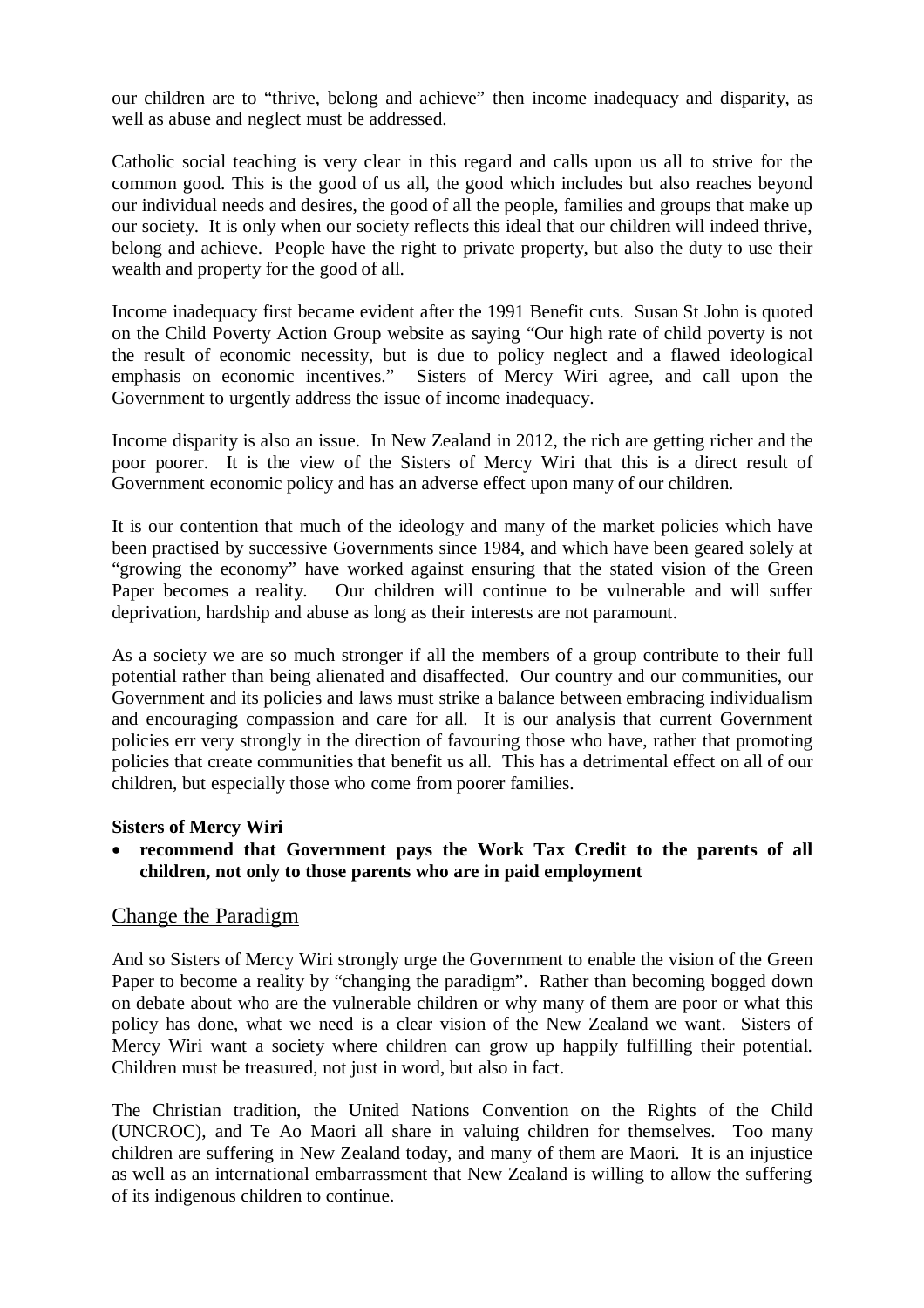our children are to "thrive, belong and achieve" then income inadequacy and disparity, as well as abuse and neglect must be addressed.

Catholic social teaching is very clear in this regard and calls upon us all to strive for the common good. This is the good of us all, the good which includes but also reaches beyond our individual needs and desires, the good of all the people, families and groups that make up our society. It is only when our society reflects this ideal that our children will indeed thrive, belong and achieve. People have the right to private property, but also the duty to use their wealth and property for the good of all.

Income inadequacy first became evident after the 1991 Benefit cuts. Susan St John is quoted on the Child Poverty Action Group website as saying "Our high rate of child poverty is not the result of economic necessity, but is due to policy neglect and a flawed ideological emphasis on economic incentives." Sisters of Mercy Wiri agree, and call upon the Government to urgently address the issue of income inadequacy.

Income disparity is also an issue. In New Zealand in 2012, the rich are getting richer and the poor poorer. It is the view of the Sisters of Mercy Wiri that this is a direct result of Government economic policy and has an adverse effect upon many of our children.

It is our contention that much of the ideology and many of the market policies which have been practised by successive Governments since 1984, and which have been geared solely at "growing the economy" have worked against ensuring that the stated vision of the Green Paper becomes a reality. Our children will continue to be vulnerable and will suffer deprivation, hardship and abuse as long as their interests are not paramount.

As a society we are so much stronger if all the members of a group contribute to their full potential rather than being alienated and disaffected. Our country and our communities, our Government and its policies and laws must strike a balance between embracing individualism and encouraging compassion and care for all. It is our analysis that current Government policies err very strongly in the direction of favouring those who have, rather that promoting policies that create communities that benefit us all. This has a detrimental effect on all of our children, but especially those who come from poorer families.

**Sisters of Mercy Wiri**

- **recommend that Government pays the Work Tax Credit to the parents of all children, not only to those parents who are in paid employment**

## Change the Paradigm

And so Sisters of Mercy Wiri strongly urge the Government to enable the vision of the Green Paper to become a reality by "changing the paradigm". Rather than becoming bogged down on debate about who are the vulnerable children or why many of them are poor or what this policy has done, what we need is a clear vision of the New Zealand we want. Sisters of Mercy Wiri want a society where children can grow up happily fulfilling their potential. Children must be treasured, not just in word, but also in fact.

The Christian tradition, the United Nations Convention on the Rights of the Child (UNCROC), and Te Ao Maori all share in valuing children for themselves. Too many children are suffering in New Zealand today, and many of them are Maori. It is an injustice as well as an international embarrassment that New Zealand is willing to allow the suffering of its indigenous children to continue.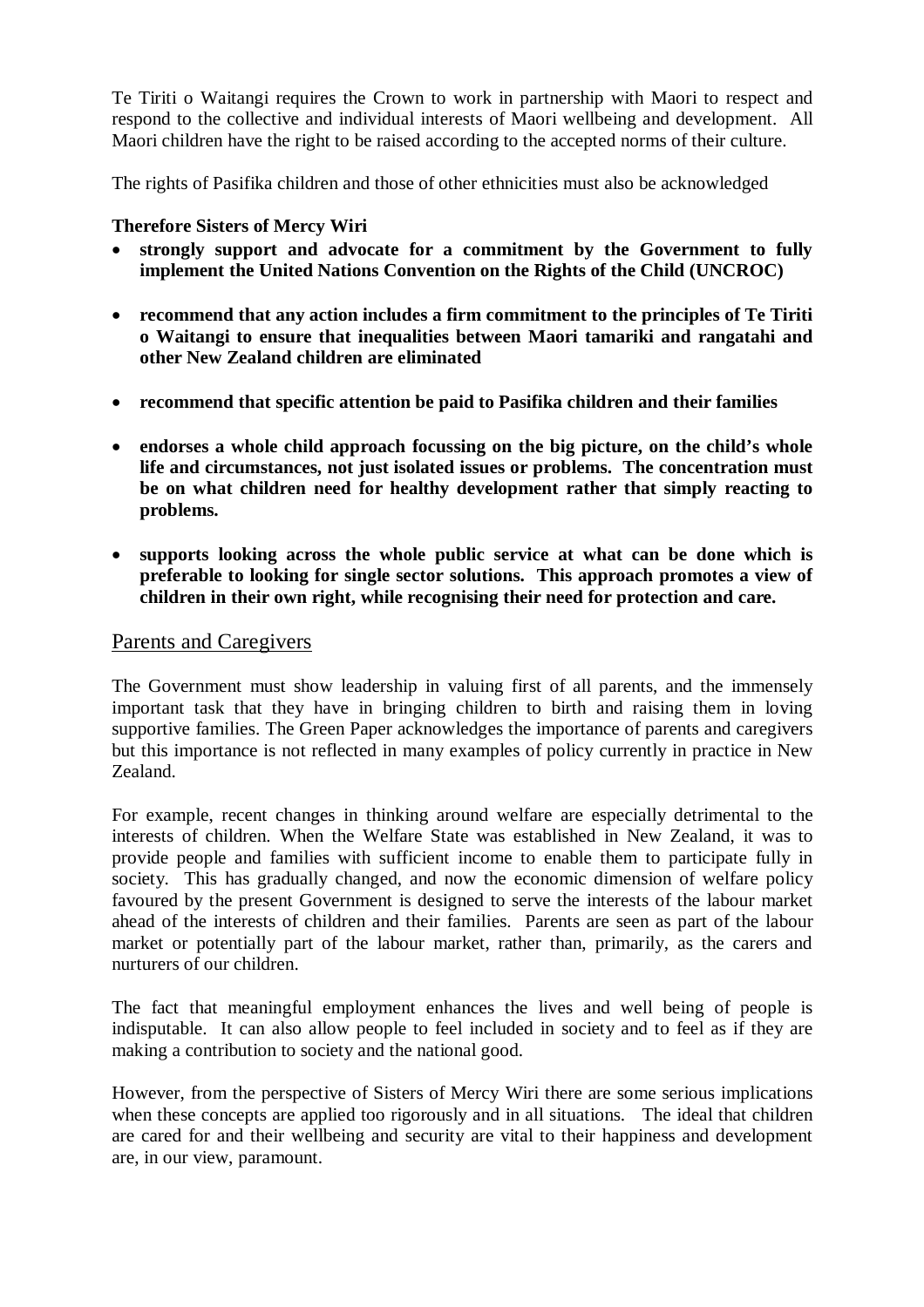Te Tiriti o Waitangi requires the Crown to work in partnership with Maori to respect and respond to the collective and individual interests of Maori wellbeing and development. All Maori children have the right to be raised according to the accepted norms of their culture.

The rights of Pasifika children and those of other ethnicities must also be acknowledged

**Therefore Sisters of Mercy Wiri**

- **strongly support and advocate for a commitment by the Government to fully implement the United Nations Convention on the Rights of the Child (UNCROC)**

- **recommend that any action includes a firm commitment to the principles of Te Tiriti o Waitangi to ensure that inequalities between Maori tamariki and rangatahi and other New Zealand children are eliminated**

- **recommend that specific attention be paid to Pasifika children and their families**

- **endorses a whole child approach focussing on the big picture, on the child's whole life and circumstances, not just isolated issues or problems. The concentration must be on what children need for healthy development rather that simply reacting to problems.**

- **supports looking across the whole public service at what can be done which is preferable to looking for single sector solutions. This approach promotes a view of children in their own right, while recognising their need for protection and care.**

## Parents and Caregivers

The Government must show leadership in valuing first of all parents, and the immensely important task that they have in bringing children to birth and raising them in loving supportive families. The Green Paper acknowledges the importance of parents and caregivers but this importance is not reflected in many examples of policy currently in practice in New Zealand.

For example, recent changes in thinking around welfare are especially detrimental to the interests of children. When the Welfare State was established in New Zealand, it was to provide people and families with sufficient income to enable them to participate fully in society. This has gradually changed, and now the economic dimension of welfare policy favoured by the present Government is designed to serve the interests of the labour market ahead of the interests of children and their families. Parents are seen as part of the labour market or potentially part of the labour market, rather than, primarily, as the carers and nurturers of our children.

The fact that meaningful employment enhances the lives and well being of people is indisputable. It can also allow people to feel included in society and to feel as if they are making a contribution to society and the national good.

However, from the perspective of Sisters of Mercy Wiri there are some serious implications when these concepts are applied too rigorously and in all situations. The ideal that children are cared for and their wellbeing and security are vital to their happiness and development are, in our view, paramount.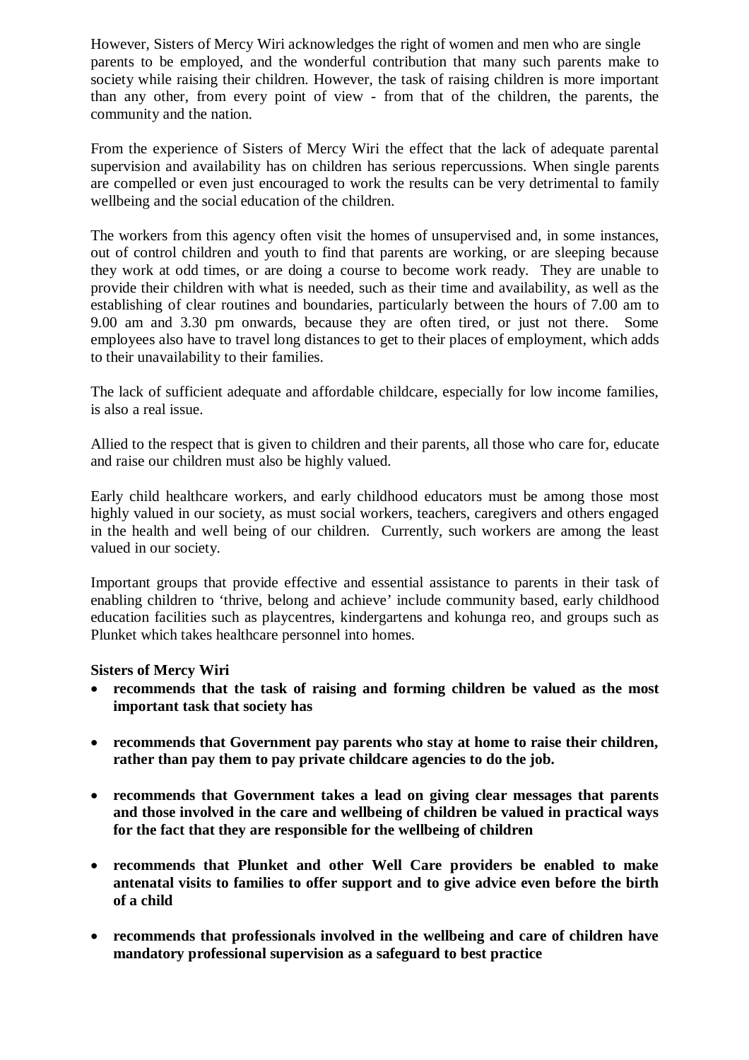However, Sisters of Mercy Wiri acknowledges the right of women and men who are single parents to be employed, and the wonderful contribution that many such parents make to society while raising their children. However, the task of raising children is more important than any other, from every point of view - from that of the children, the parents, the community and the nation.

From the experience of Sisters of Mercy Wiri the effect that the lack of adequate parental supervision and availability has on children has serious repercussions. When single parents are compelled or even just encouraged to work the results can be very detrimental to family wellbeing and the social education of the children.

The workers from this agency often visit the homes of unsupervised and, in some instances, out of control children and youth to find that parents are working, or are sleeping because they work at odd times, or are doing a course to become work ready. They are unable to provide their children with what is needed, such as their time and availability, as well as the establishing of clear routines and boundaries, particularly between the hours of 7.00 am to 9.00 am and 3.30 pm onwards, because they are often tired, or just not there. Some employees also have to travel long distances to get to their places of employment, which adds to their unavailability to their families.

The lack of sufficient adequate and affordable childcare, especially for low income families, is also a real issue.

Allied to the respect that is given to children and their parents, all those who care for, educate and raise our children must also be highly valued.

Early child healthcare workers, and early childhood educators must be among those most highly valued in our society, as must social workers, teachers, caregivers and others engaged in the health and well being of our children. Currently, such workers are among the least valued in our society.

Important groups that provide effective and essential assistance to parents in their task of enabling children to 'thrive, belong and achieve' include community based, early childhood education facilities such as playcentres, kindergartens and kohunga reo, and groups such as Plunket which takes healthcare personnel into homes.

**Sisters of Mercy Wiri**

- **recommends that the task of raising and forming children be valued as the most important task that society has**
- **recommends that Government pay parents who stay at home to raise their children, rather than pay them to pay private childcare agencies to do the job.**
- **recommends that Government takes a lead on giving clear messages that parents and those involved in the care and wellbeing of children be valued in practical ways for the fact that they are responsible for the wellbeing of children**
- **recommends that Plunket and other Well Care providers be enabled to make antenatal visits to families to offer support and to give advice even before the birth of a child**
- **recommends that professionals involved in the wellbeing and care of children have mandatory professional supervision as a safeguard to best practice**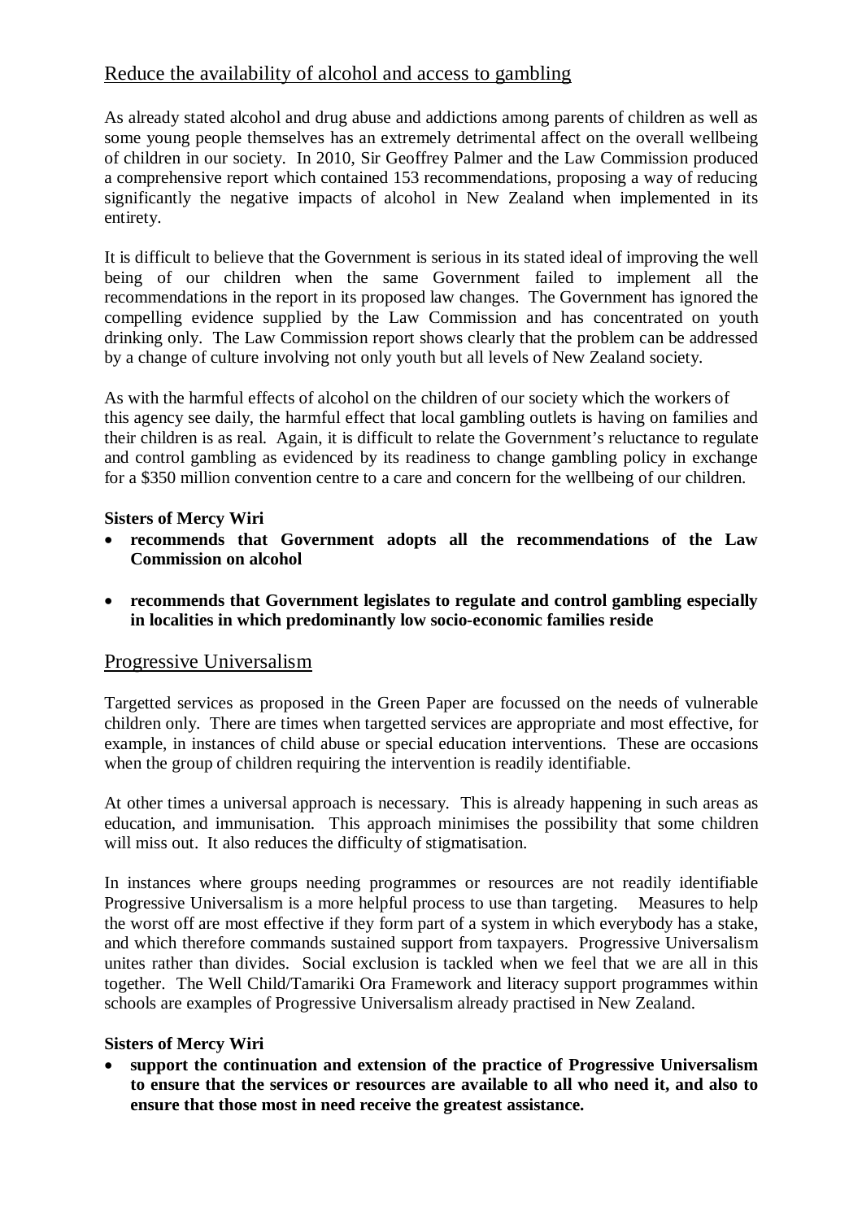## Reduce the availability of alcohol and access to gambling

As already stated alcohol and drug abuse and addictions among parents of children as well as some young people themselves has an extremely detrimental affect on the overall wellbeing of children in our society. In 2010, Sir Geoffrey Palmer and the Law Commission produced a comprehensive report which contained 153 recommendations, proposing a way of reducing significantly the negative impacts of alcohol in New Zealand when implemented in its entirety.

It is difficult to believe that the Government is serious in its stated ideal of improving the well being of our children when the same Government failed to implement all the recommendations in the report in its proposed law changes. The Government has ignored the compelling evidence supplied by the Law Commission and has concentrated on youth drinking only. The Law Commission report shows clearly that the problem can be addressed by a change of culture involving not only youth but all levels of New Zealand society.

As with the harmful effects of alcohol on the children of our society which the workers of this agency see daily, the harmful effect that local gambling outlets is having on families and their children is as real. Again, it is difficult to relate the Government's reluctance to regulate and control gambling as evidenced by its readiness to change gambling policy in exchange for a $350 million convention centre to a care and concern for the wellbeing of our children.

**Sisters of Mercy Wiri**

- **recommends that Government adopts all the recommendations of the Law Commission on alcohol**
- **recommends that Government legislates to regulate and control gambling especially in localities in which predominantly low socio-economic families reside**

## Progressive Universalism

Targetted services as proposed in the Green Paper are focussed on the needs of vulnerable children only. There are times when targetted services are appropriate and most effective, for example, in instances of child abuse or special education interventions. These are occasions when the group of children requiring the intervention is readily identifiable.

At other times a universal approach is necessary. This is already happening in such areas as education, and immunisation. This approach minimises the possibility that some children will miss out. It also reduces the difficulty of stigmatisation.

In instances where groups needing programmes or resources are not readily identifiable Progressive Universalism is a more helpful process to use than targeting. Measures to help the worst off are most effective if they form part of a system in which everybody has a stake, and which therefore commands sustained support from taxpayers. Progressive Universalism unites rather than divides. Social exclusion is tackled when we feel that we are all in this together. The Well Child/Tamariki Ora Framework and literacy support programmes within schools are examples of Progressive Universalism already practised in New Zealand.

**Sisters of Mercy Wiri**

- **support the continuation and extension of the practice of Progressive Universalism to ensure that the services or resources are available to all who need it, and also to ensure that those most in need receive the greatest assistance.**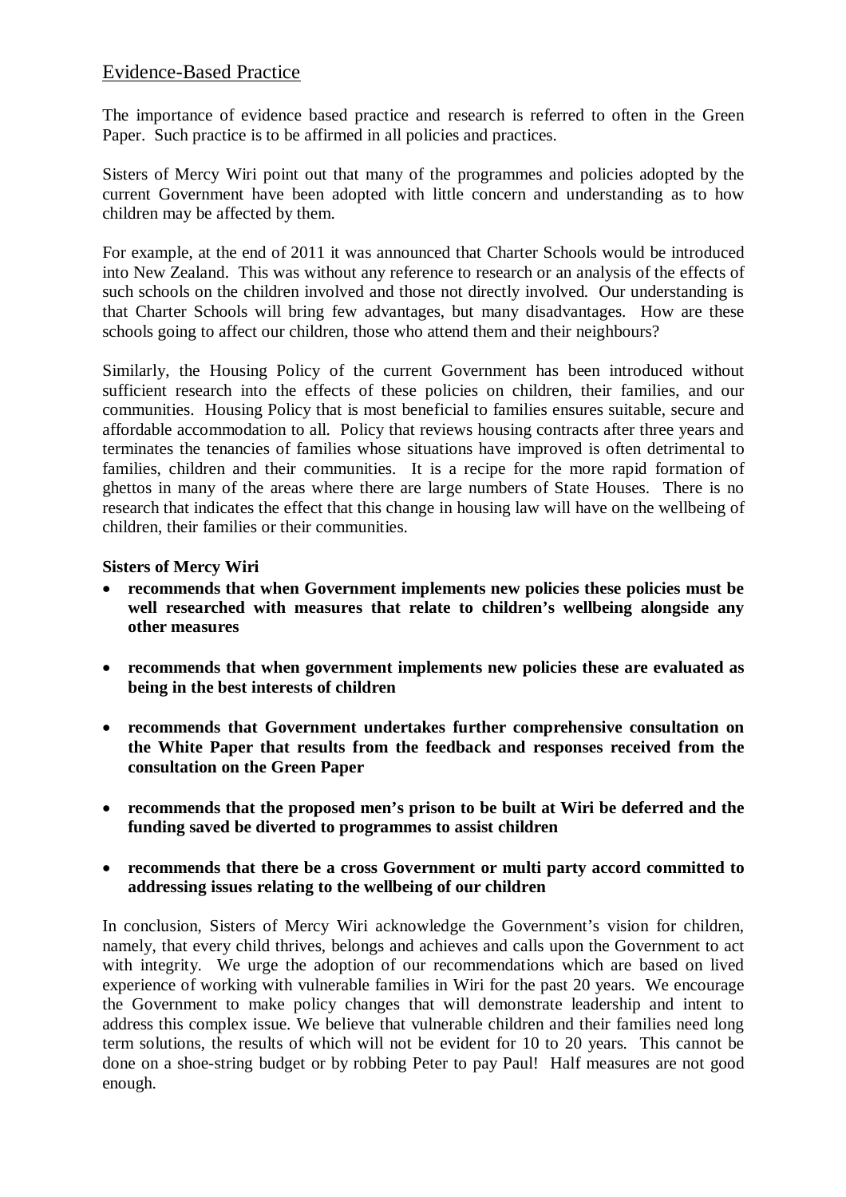## Evidence-Based Practice

The importance of evidence based practice and research is referred to often in the Green Paper. Such practice is to be affirmed in all policies and practices.

Sisters of Mercy Wiri point out that many of the programmes and policies adopted by the current Government have been adopted with little concern and understanding as to how children may be affected by them.

For example, at the end of 2011 it was announced that Charter Schools would be introduced into New Zealand. This was without any reference to research or an analysis of the effects of such schools on the children involved and those not directly involved. Our understanding is that Charter Schools will bring few advantages, but many disadvantages. How are these schools going to affect our children, those who attend them and their neighbours?

Similarly, the Housing Policy of the current Government has been introduced without sufficient research into the effects of these policies on children, their families, and our communities. Housing Policy that is most beneficial to families ensures suitable, secure and affordable accommodation to all. Policy that reviews housing contracts after three years and terminates the tenancies of families whose situations have improved is often detrimental to families, children and their communities. It is a recipe for the more rapid formation of ghettos in many of the areas where there are large numbers of State Houses. There is no research that indicates the effect that this change in housing law will have on the wellbeing of children, their families or their communities.

**Sisters of Mercy Wiri**

- **recommends that when Government implements new policies these policies must be well researched with measures that relate to children's wellbeing alongside any other measures**
- **recommends that when government implements new policies these are evaluated as being in the best interests of children**
- **recommends that Government undertakes further comprehensive consultation on the White Paper that results from the feedback and responses received from the consultation on the Green Paper**
- **recommends that the proposed men's prison to be built at Wiri be deferred and the funding saved be diverted to programmes to assist children**
- **recommends that there be a cross Government or multi party accord committed to addressing issues relating to the wellbeing of our children**

In conclusion, Sisters of Mercy Wiri acknowledge the Government's vision for children, namely, that every child thrives, belongs and achieves and calls upon the Government to act with integrity. We urge the adoption of our recommendations which are based on lived experience of working with vulnerable families in Wiri for the past 20 years. We encourage the Government to make policy changes that will demonstrate leadership and intent to address this complex issue. We believe that vulnerable children and their families need long term solutions, the results of which will not be evident for 10 to 20 years. This cannot be done on a shoe-string budget or by robbing Peter to pay Paul! Half measures are not good enough.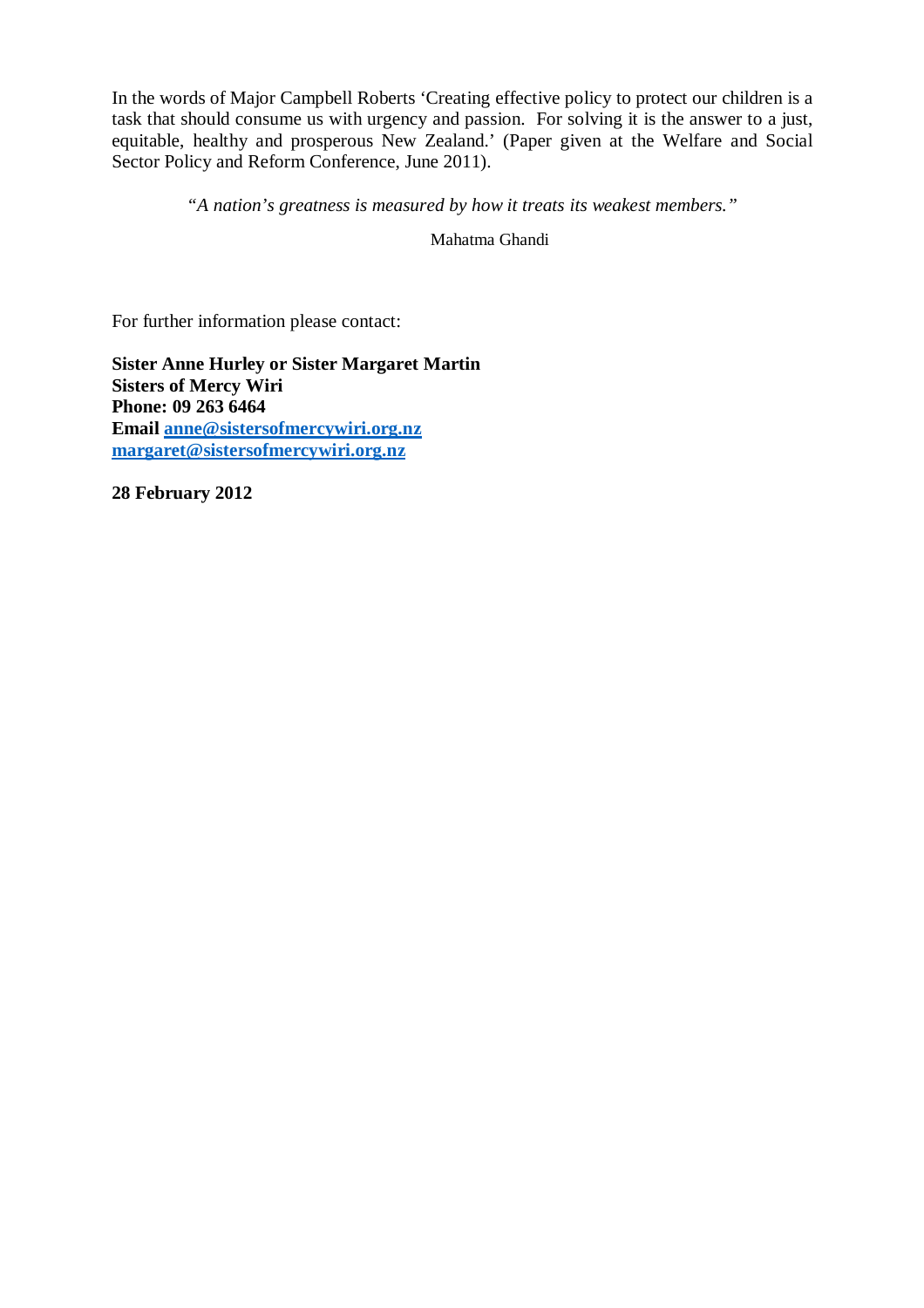In the words of Major Campbell Roberts 'Creating effective policy to protect our children is a task that should consume us with urgency and passion. For solving it is the answer to a just, equitable, healthy and prosperous New Zealand.' (Paper given at the Welfare and Social Sector Policy and Reform Conference, June 2011).

*"A nation's greatness is measured by how it treats its weakest members."*

Mahatma Ghandi

For further information please contact:

**Sister Anne Hurley or Sister Margaret Martin**
**Sisters of Mercy Wiri**
**Phone: 09 263 6464**
**Email [anne@sistersofmercywiri.org.nz](mailto:anne@sistersofmercywiri.org.nz)**
**[margaret@sistersofmercywiri.org.nz](mailto:margaret@sistersofmercywiri.org.nz)**

**28 February 2012**